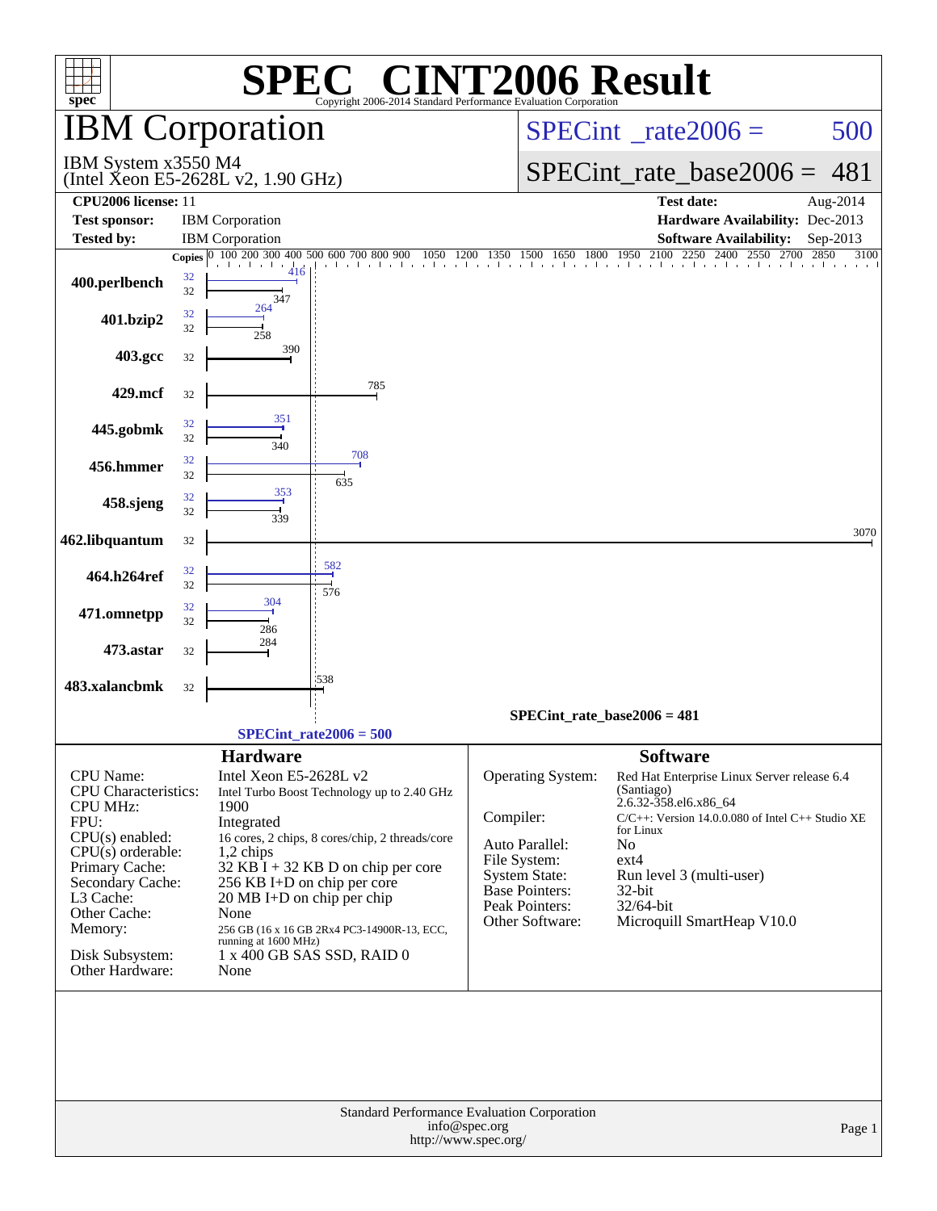# SPEC® CINT2006 Result

Copyright 2006-2014 Standard Performance Evaluation Corporation

## IBM Corporation

IBM System x3550 M4
(Intel Xeon E5-2628L v2, 1.90 GHz)

SPECint_rate2006 = 500

SPECint_rate_base2006 = 481

| | | | |
|---|---|---|---|
| **CPU2006 license:** | 11 | **Test date:** | Aug-2014 |
| **Test sponsor:** | IBM Corporation | **Hardware Availability:** | Dec-2013 |
| **Tested by:** | IBM Corporation | **Software Availability:** | Sep-2013 |

| Benchmark | Copies (peak) | Peak | Copies (base) | Base |
|---|---|---|---|---|
| 400.perlbench | 32 | 416 | 32 | 347 |
| 401.bzip2 | 32 | 264 | 32 | 258 |
| 403.gcc | | | 32 | 390 |
| 429.mcf | | | 32 | 785 |
| 445.gobmk | 32 | 351 | 32 | 340 |
| 456.hmmer | 32 | 708 | 32 | 635 |
| 458.sjeng | 32 | 353 | 32 | 339 |
| 462.libquantum | | | 32 | 3070 |
| 464.h264ref | 32 | 582 | 32 | 576 |
| 471.omnetpp | 32 | 304 | 32 | 286 |
| 473.astar | | | 32 | 284 |
| 483.xalancbmk | | | 32 | 538 |

SPECint_rate_base2006 = 481

SPECint_rate2006 = 500

### Hardware

| | |
|---|---|
| CPU Name: | Intel Xeon E5-2628L v2 |
| CPU Characteristics: | Intel Turbo Boost Technology up to 2.40 GHz |
| CPU MHz: | 1900 |
| FPU: | Integrated |
| CPU(s) enabled: | 16 cores, 2 chips, 8 cores/chip, 2 threads/core |
| CPU(s) orderable: | 1,2 chips |
| Primary Cache: | 32 KB I + 32 KB D on chip per core |
| Secondary Cache: | 256 KB I+D on chip per core |
| L3 Cache: | 20 MB I+D on chip per chip |
| Other Cache: | None |
| Memory: | 256 GB (16 x 16 GB 2Rx4 PC3-14900R-13, ECC, running at 1600 MHz) |
| Disk Subsystem: | 1 x 400 GB SAS SSD, RAID 0 |
| Other Hardware: | None |

### Software

| | |
|---|---|
| Operating System: | Red Hat Enterprise Linux Server release 6.4 (Santiago) 2.6.32-358.el6.x86_64 |
| Compiler: | C/C++: Version 14.0.0.080 of Intel C++ Studio XE for Linux |
| Auto Parallel: | No |
| File System: | ext4 |
| System State: | Run level 3 (multi-user) |
| Base Pointers: | 32-bit |
| Peak Pointers: | 32/64-bit |
| Other Software: | Microquill SmartHeap V10.0 |

Standard Performance Evaluation Corporation
info@spec.org
http://www.spec.org/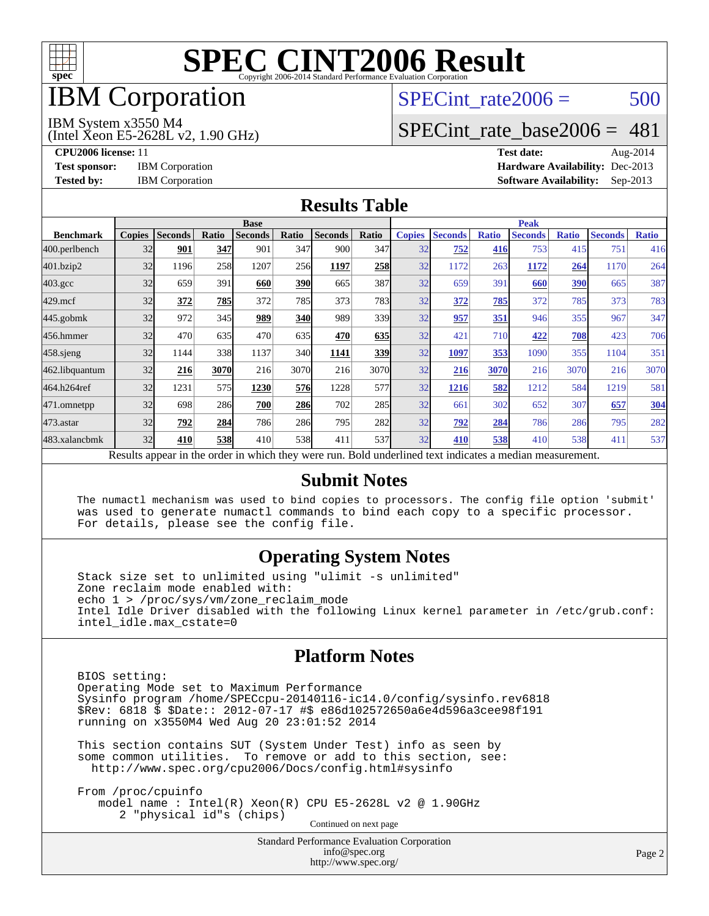# SPEC CINT2006 Result

Copyright 2006-2014 Standard Performance Evaluation Corporation

# IBM Corporation

IBM System x3550 M4
(Intel Xeon E5-2628L v2, 1.90 GHz)

SPECint_rate2006 = 500

SPECint_rate_base2006 = 481

**CPU2006 license:** 11
**Test sponsor:** IBM Corporation
**Tested by:** IBM Corporation

**Test date:** Aug-2014
**Hardware Availability:** Dec-2013
**Software Availability:** Sep-2013

## Results Table

| Benchmark | Base | | | | | | | Peak | | | | | | |
|---|---|---|---|---|---|---|---|---|---|---|---|---|---|---|
| | Copies | Seconds | Ratio | Seconds | Ratio | Seconds | Ratio | Copies | Seconds | Ratio | Seconds | Ratio | Seconds | Ratio |
| 400.perlbench | 32 | **901** | **347** | 901 | 347 | 900 | 347 | 32 | **752** | **416** | 753 | 415 | 751 | 416 |
| 401.bzip2 | 32 | 1196 | 258 | 1207 | 256 | **1197** | **258** | 32 | 1172 | 263 | **1172** | **264** | 1170 | 264 |
| 403.gcc | 32 | 659 | 391 | **660** | **390** | 665 | 387 | 32 | 659 | 391 | **660** | **390** | 665 | 387 |
| 429.mcf | 32 | **372** | **785** | 372 | 785 | 373 | 783 | 32 | **372** | **785** | 372 | 785 | 373 | 783 |
| 445.gobmk | 32 | 972 | 345 | **989** | **340** | 989 | 339 | 32 | **957** | **351** | 946 | 355 | 967 | 347 |
| 456.hmmer | 32 | 470 | 635 | 470 | 635 | **470** | **635** | 32 | 421 | 710 | **422** | **708** | 423 | 706 |
| 458.sjeng | 32 | 1144 | 338 | 1137 | 340 | **1141** | **339** | 32 | **1097** | **353** | 1090 | 355 | 1104 | 351 |
| 462.libquantum | 32 | **216** | **3070** | 216 | 3070 | 216 | 3070 | 32 | **216** | **3070** | 216 | 3070 | 216 | 3070 |
| 464.h264ref | 32 | 1231 | 575 | **1230** | **576** | 1228 | 577 | 32 | **1216** | **582** | 1212 | 584 | 1219 | 581 |
| 471.omnetpp | 32 | 698 | 286 | **700** | **286** | 702 | 285 | 32 | 661 | 302 | 652 | 307 | **657** | **304** |
| 473.astar | 32 | **792** | **284** | 786 | 286 | 795 | 282 | 32 | **792** | **284** | 786 | 286 | 795 | 282 |
| 483.xalancbmk | 32 | **410** | **538** | 410 | 538 | 411 | 537 | 32 | **410** | **538** | 410 | 538 | 411 | 537 |

Results appear in the order in which they were run. Bold underlined text indicates a median measurement.

## Submit Notes

```
The numactl mechanism was used to bind copies to processors. The config file option 'submit'
was used to generate numactl commands to bind each copy to a specific processor.
For details, please see the config file.
```

## Operating System Notes

```
Stack size set to unlimited using "ulimit -s unlimited"
Zone reclaim mode enabled with:
echo 1 > /proc/sys/vm/zone_reclaim_mode
Intel Idle Driver disabled with the following Linux kernel parameter in /etc/grub.conf:
intel_idle.max_cstate=0
```

## Platform Notes

```
BIOS setting:
Operating Mode set to Maximum Performance
Sysinfo program /home/SPECcpu-20140116-ic14.0/config/sysinfo.rev6818
$Rev: 6818 $ $Date:: 2012-07-17 #$ e86d102572650a6e4d596a3cee98f191
running on x3550M4 Wed Aug 20 23:01:52 2014

This section contains SUT (System Under Test) info as seen by
some common utilities.  To remove or add to this section, see:
  http://www.spec.org/cpu2006/Docs/config.html#sysinfo

From /proc/cpuinfo
    model name : Intel(R) Xeon(R) CPU E5-2628L v2 @ 1.90GHz
       2 "physical id"s (chips)
```

Continued on next page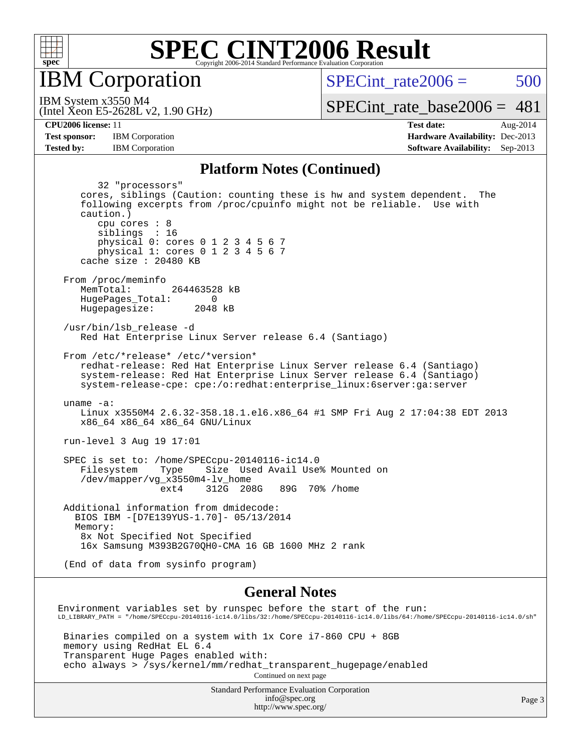# SPEC CINT2006 Result

## IBM Corporation

IBM System x3550 M4
(Intel Xeon E5-2628L v2, 1.90 GHz)

SPECint_rate2006 = 500

SPECint_rate_base2006 = 481

| | | | |
|---|---|---|---|
| **CPU2006 license:** 11 | | **Test date:** | Aug-2014 |
| **Test sponsor:** | IBM Corporation | **Hardware Availability:** | Dec-2013 |
| **Tested by:** | IBM Corporation | **Software Availability:** | Sep-2013 |

## Platform Notes (Continued)

```
        32 "processors"
     cores, siblings (Caution: counting these is hw and system dependent.  The
     following excerpts from /proc/cpuinfo might not be reliable.  Use with
     caution.)
        cpu cores : 8
        siblings  : 16
        physical 0: cores 0 1 2 3 4 5 6 7
        physical 1: cores 0 1 2 3 4 5 6 7
     cache size : 20480 KB

  From /proc/meminfo
     MemTotal:       264463528 kB
     HugePages_Total:       0
     Hugepagesize:       2048 kB

  /usr/bin/lsb_release -d
     Red Hat Enterprise Linux Server release 6.4 (Santiago)

  From /etc/*release* /etc/*version*
     redhat-release: Red Hat Enterprise Linux Server release 6.4 (Santiago)
     system-release: Red Hat Enterprise Linux Server release 6.4 (Santiago)
     system-release-cpe: cpe:/o:redhat:enterprise_linux:6server:ga:server

  uname -a:
     Linux x3550M4 2.6.32-358.18.1.el6.x86_64 #1 SMP Fri Aug 2 17:04:38 EDT 2013
     x86_64 x86_64 x86_64 GNU/Linux

  run-level 3 Aug 19 17:01

  SPEC is set to: /home/SPECcpu-20140116-ic14.0
     Filesystem    Type    Size  Used Avail Use% Mounted on
     /dev/mapper/vg_x3550m4-lv_home
                   ext4    312G  208G   89G  70% /home

  Additional information from dmidecode:
    BIOS IBM -[D7E139YUS-1.70]- 05/13/2014
    Memory:
     8x Not Specified Not Specified
     16x Samsung M393B2G70QH0-CMA 16 GB 1600 MHz 2 rank

  (End of data from sysinfo program)
```

## General Notes

```
Environment variables set by runspec before the start of the run:
LD_LIBRARY_PATH = "/home/SPECcpu-20140116-ic14.0/libs/32:/home/SPECcpu-20140116-ic14.0/libs/64:/home/SPECcpu-20140116-ic14.0/sh"

 Binaries compiled on a system with 1x Core i7-860 CPU + 8GB
 memory using RedHat EL 6.4
 Transparent Huge Pages enabled with:
 echo always > /sys/kernel/mm/redhat_transparent_hugepage/enabled
```

Continued on next page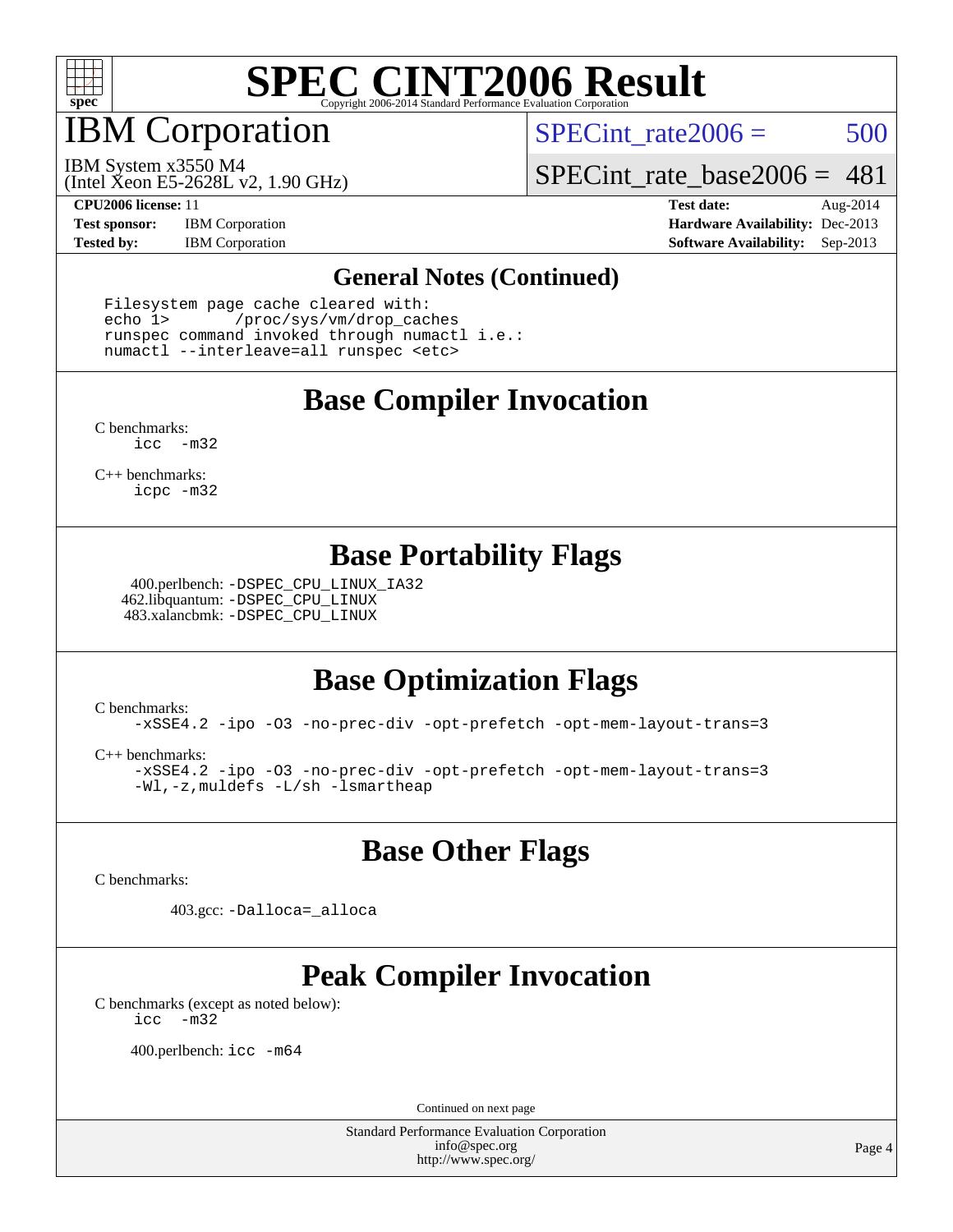# SPEC CINT2006 Result

Copyright 2006-2014 Standard Performance Evaluation Corporation

# IBM Corporation

IBM System x3550 M4
(Intel Xeon E5-2628L v2, 1.90 GHz)

SPECint_rate2006 = 500

SPECint_rate_base2006 = 481

**CPU2006 license:** 11
**Test sponsor:** IBM Corporation
**Tested by:** IBM Corporation

**Test date:** Aug-2014
**Hardware Availability:** Dec-2013
**Software Availability:** Sep-2013

## General Notes (Continued)

```
Filesystem page cache cleared with:
echo 1>       /proc/sys/vm/drop_caches
runspec command invoked through numactl i.e.:
numactl --interleave=all runspec <etc>
```

## Base Compiler Invocation

C benchmarks:
```
icc  -m32
```

C++ benchmarks:
```
icpc -m32
```

## Base Portability Flags

400.perlbench: `-DSPEC_CPU_LINUX_IA32`
462.libquantum: `-DSPEC_CPU_LINUX`
483.xalancbmk: `-DSPEC_CPU_LINUX`

## Base Optimization Flags

C benchmarks:
```
-xSSE4.2 -ipo -O3 -no-prec-div -opt-prefetch -opt-mem-layout-trans=3
```

C++ benchmarks:
```
-xSSE4.2 -ipo -O3 -no-prec-div -opt-prefetch -opt-mem-layout-trans=3
-Wl,-z,muldefs -L/sh -lsmartheap
```

## Base Other Flags

C benchmarks:

403.gcc: `-Dalloca=_alloca`

## Peak Compiler Invocation

C benchmarks (except as noted below):
```
icc  -m32
```

400.perlbench: `icc -m64`

Continued on next page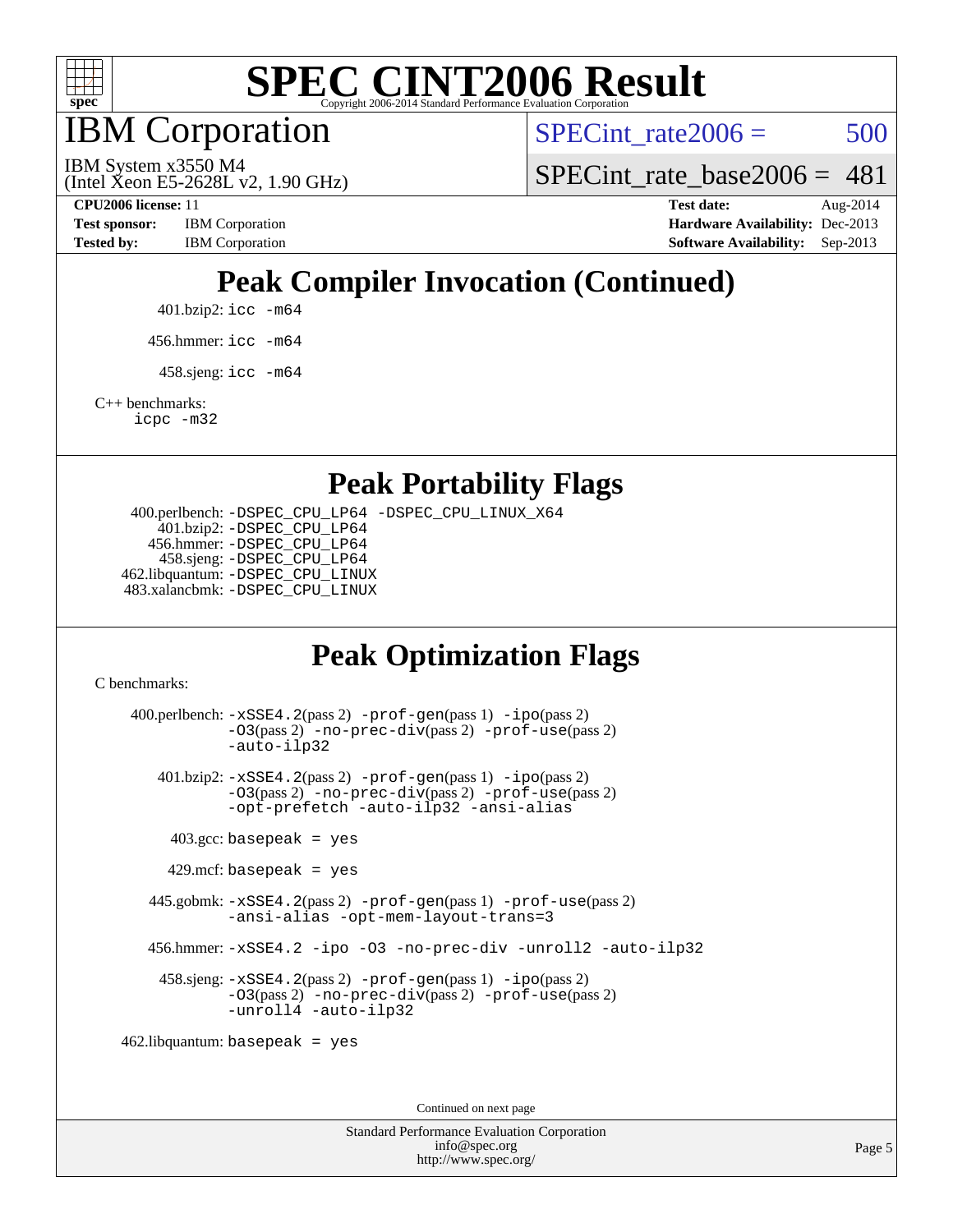# SPEC CINT2006 Result

## IBM Corporation

IBM System x3550 M4
(Intel Xeon E5-2628L v2, 1.90 GHz)

SPECint_rate2006 = 500

SPECint_rate_base2006 = 481

**CPU2006 license:** 11
**Test sponsor:** IBM Corporation
**Tested by:** IBM Corporation

**Test date:** Aug-2014
**Hardware Availability:** Dec-2013
**Software Availability:** Sep-2013

## Peak Compiler Invocation (Continued)

401.bzip2: `icc -m64`

456.hmmer: `icc -m64`

458.sjeng: `icc -m64`

C++ benchmarks:
`icpc -m32`

## Peak Portability Flags

400.perlbench: `-DSPEC_CPU_LP64 -DSPEC_CPU_LINUX_X64`
401.bzip2: `-DSPEC_CPU_LP64`
456.hmmer: `-DSPEC_CPU_LP64`
458.sjeng: `-DSPEC_CPU_LP64`
462.libquantum: `-DSPEC_CPU_LINUX`
483.xalancbmk: `-DSPEC_CPU_LINUX`

## Peak Optimization Flags

C benchmarks:

400.perlbench: `-xSSE4.2`(pass 2) `-prof-gen`(pass 1) `-ipo`(pass 2) `-O3`(pass 2) `-no-prec-div`(pass 2) `-prof-use`(pass 2) `-auto-ilp32`

401.bzip2: `-xSSE4.2`(pass 2) `-prof-gen`(pass 1) `-ipo`(pass 2) `-O3`(pass 2) `-no-prec-div`(pass 2) `-prof-use`(pass 2) `-opt-prefetch -auto-ilp32 -ansi-alias`

403.gcc: `basepeak = yes`

429.mcf: `basepeak = yes`

445.gobmk: `-xSSE4.2`(pass 2) `-prof-gen`(pass 1) `-prof-use`(pass 2) `-ansi-alias -opt-mem-layout-trans=3`

456.hmmer: `-xSSE4.2 -ipo -O3 -no-prec-div -unroll2 -auto-ilp32`

458.sjeng: `-xSSE4.2`(pass 2) `-prof-gen`(pass 1) `-ipo`(pass 2) `-O3`(pass 2) `-no-prec-div`(pass 2) `-prof-use`(pass 2) `-unroll4 -auto-ilp32`

462.libquantum: `basepeak = yes`

Continued on next page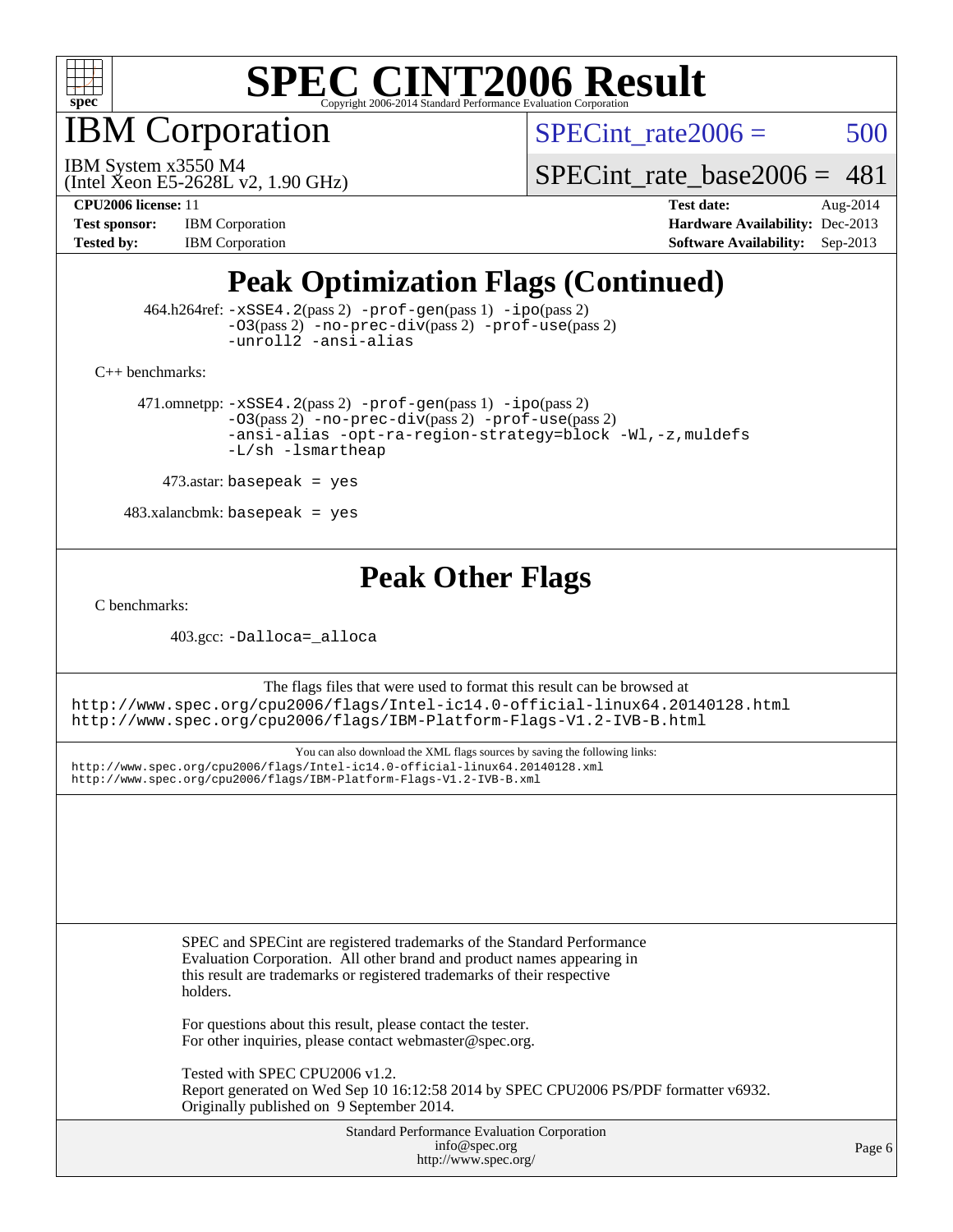# SPEC CINT2006 Result

Copyright 2006-2014 Standard Performance Evaluation Corporation

## IBM Corporation

IBM System x3550 M4
(Intel Xeon E5-2628L v2, 1.90 GHz)

SPECint_rate2006 = 500

SPECint_rate_base2006 = 481

**CPU2006 license:** 11
**Test sponsor:** IBM Corporation
**Tested by:** IBM Corporation

**Test date:** Aug-2014
**Hardware Availability:** Dec-2013
**Software Availability:** Sep-2013

## Peak Optimization Flags (Continued)

464.h264ref: -xSSE4.2(pass 2) -prof-gen(pass 1) -ipo(pass 2) -O3(pass 2) -no-prec-div(pass 2) -prof-use(pass 2) -unroll2 -ansi-alias

C++ benchmarks:

471.omnetpp: -xSSE4.2(pass 2) -prof-gen(pass 1) -ipo(pass 2) -O3(pass 2) -no-prec-div(pass 2) -prof-use(pass 2) -ansi-alias -opt-ra-region-strategy=block -Wl,-z,muldefs -L/sh -lsmartheap

473.astar: basepeak = yes

483.xalancbmk: basepeak = yes

## Peak Other Flags

C benchmarks:

403.gcc: -Dalloca=_alloca

The flags files that were used to format this result can be browsed at
http://www.spec.org/cpu2006/flags/Intel-ic14.0-official-linux64.20140128.html
http://www.spec.org/cpu2006/flags/IBM-Platform-Flags-V1.2-IVB-B.html

You can also download the XML flags sources by saving the following links:
http://www.spec.org/cpu2006/flags/Intel-ic14.0-official-linux64.20140128.xml
http://www.spec.org/cpu2006/flags/IBM-Platform-Flags-V1.2-IVB-B.xml

SPEC and SPECint are registered trademarks of the Standard Performance Evaluation Corporation. All other brand and product names appearing in this result are trademarks or registered trademarks of their respective holders.

For questions about this result, please contact the tester.
For other inquiries, please contact webmaster@spec.org.

Tested with SPEC CPU2006 v1.2.
Report generated on Wed Sep 10 16:12:58 2014 by SPEC CPU2006 PS/PDF formatter v6932.
Originally published on 9 September 2014.

Standard Performance Evaluation Corporation
info@spec.org
http://www.spec.org/